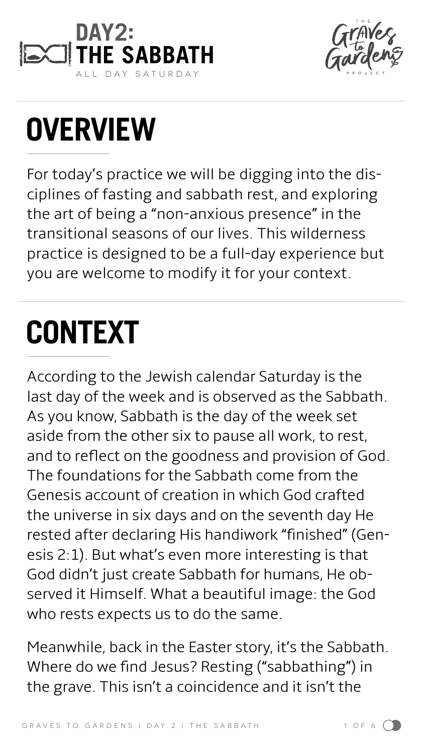# DAY2: THE SABBATH

ALL DAY SATURDAY

## OVERVIEW

For today's practice we will be digging into the disciplines of fasting and sabbath rest, and exploring the art of being a "non-anxious presence" in the transitional seasons of our lives. This wilderness practice is designed to be a full-day experience but you are welcome to modify it for your context.

## CONTEXT

According to the Jewish calendar Saturday is the last day of the week and is observed as the Sabbath. As you know, Sabbath is the day of the week set aside from the other six to pause all work, to rest, and to reflect on the goodness and provision of God. The foundations for the Sabbath come from the Genesis account of creation in which God crafted the universe in six days and on the seventh day He rested after declaring His handiwork "finished" (Genesis 2:1). But what's even more interesting is that God didn't just create Sabbath for humans, He observed it Himself. What a beautiful image: the God who rests expects us to do the same.

Meanwhile, back in the Easter story, it's the Sabbath. Where do we find Jesus? Resting ("sabbathing") in the grave. This isn't a coincidence and it isn't the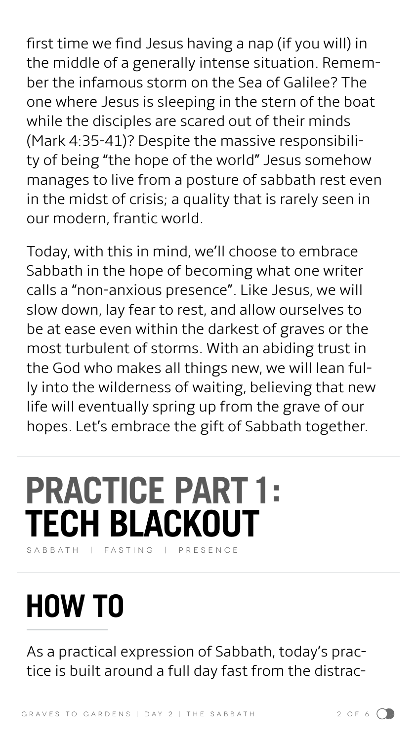first time we find Jesus having a nap (if you will) in the middle of a generally intense situation. Remember the infamous storm on the Sea of Galilee? The one where Jesus is sleeping in the stern of the boat while the disciples are scared out of their minds (Mark 4:35-41)? Despite the massive responsibility of being “the hope of the world” Jesus somehow manages to live from a posture of sabbath rest even in the midst of crisis; a quality that is rarely seen in our modern, frantic world.

Today, with this in mind, we’ll choose to embrace Sabbath in the hope of becoming what one writer calls a “non-anxious presence”. Like Jesus, we will slow down, lay fear to rest, and allow ourselves to be at ease even within the darkest of graves or the most turbulent of storms. With an abiding trust in the God who makes all things new, we will lean fully into the wilderness of waiting, believing that new life will eventually spring up from the grave of our hopes. Let’s embrace the gift of Sabbath together.

---

# PRACTICE PART 1: TECH BLACKOUT

SABBATH | FASTING | PRESENCE

---

## HOW TO

As a practical expression of Sabbath, today’s practice is built around a full day fast from the distrac-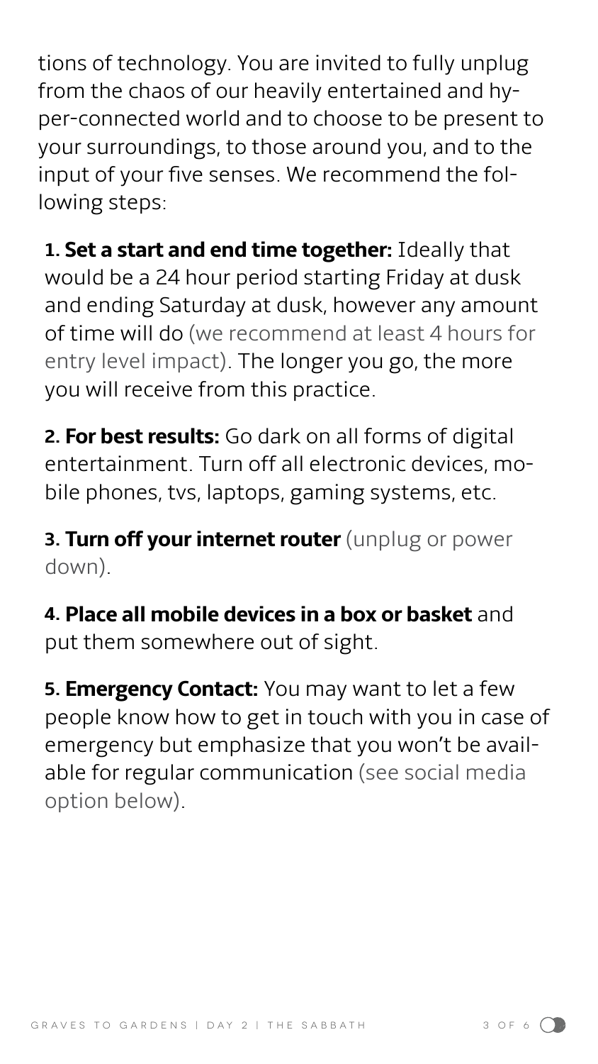tions of technology. You are invited to fully unplug from the chaos of our heavily entertained and hyper-connected world and to choose to be present to your surroundings, to those around you, and to the input of your five senses. We recommend the following steps:

1. **Set a start and end time together:** Ideally that would be a 24 hour period starting Friday at dusk and ending Saturday at dusk, however any amount of time will do (we recommend at least 4 hours for entry level impact). The longer you go, the more you will receive from this practice.

2. **For best results:** Go dark on all forms of digital entertainment. Turn off all electronic devices, mobile phones, tvs, laptops, gaming systems, etc.

3. **Turn off your internet router** (unplug or power down).

4. **Place all mobile devices in a box or basket** and put them somewhere out of sight.

5. **Emergency Contact:** You may want to let a few people know how to get in touch with you in case of emergency but emphasize that you won't be available for regular communication (see social media option below).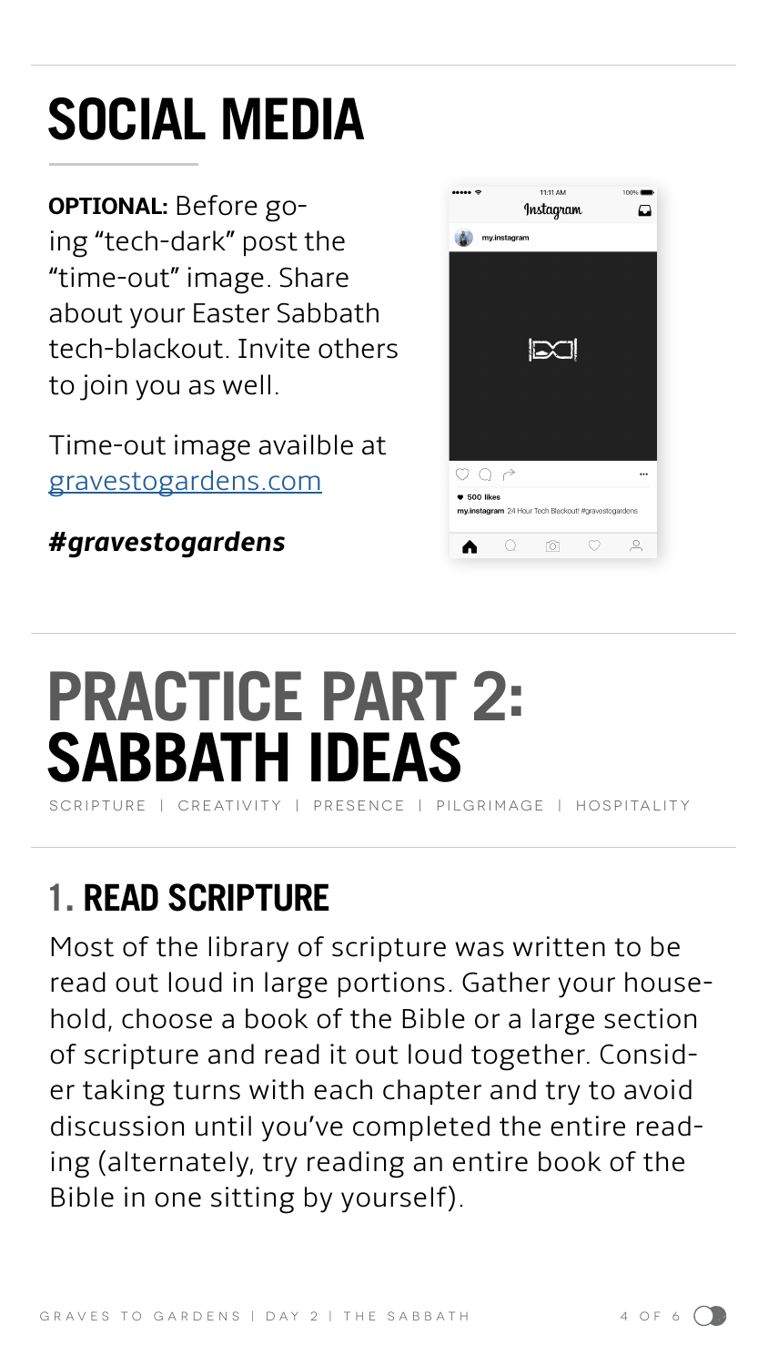# SOCIAL MEDIA

**OPTIONAL:** Before going "tech-dark" post the "time-out" image. Share about your Easter Sabbath tech-blackout. Invite others to join you as well.

Time-out image availble at [gravestogardens.com](gravestogardens.com)

***#gravestogardens***

# PRACTICE PART 2: SABBATH IDEAS

SCRIPTURE | CREATIVITY | PRESENCE | PILGRIMAGE | HOSPITALITY

## 1. READ SCRIPTURE

Most of the library of scripture was written to be read out loud in large portions. Gather your household, choose a book of the Bible or a large section of scripture and read it out loud together. Consider taking turns with each chapter and try to avoid discussion until you've completed the entire reading (alternately, try reading an entire book of the Bible in one sitting by yourself).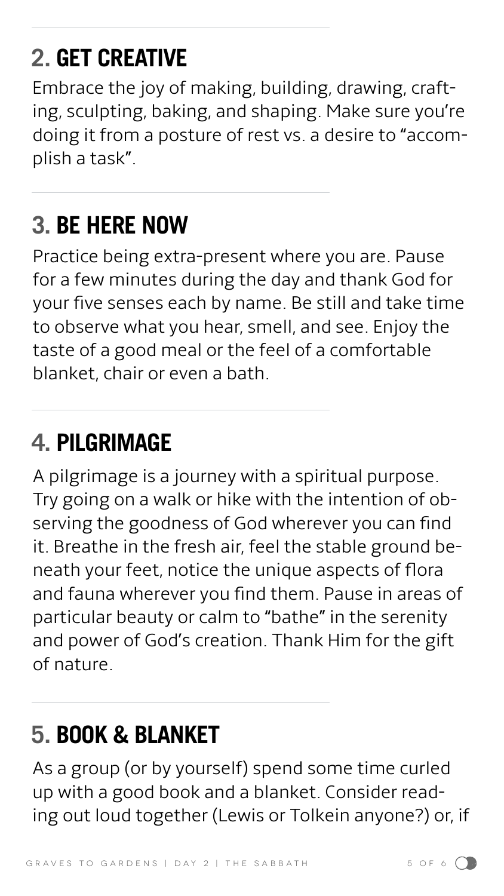## 2. GET CREATIVE

Embrace the joy of making, building, drawing, crafting, sculpting, baking, and shaping. Make sure you're doing it from a posture of rest vs. a desire to "accomplish a task".

## 3. BE HERE NOW

Practice being extra-present where you are. Pause for a few minutes during the day and thank God for your five senses each by name. Be still and take time to observe what you hear, smell, and see. Enjoy the taste of a good meal or the feel of a comfortable blanket, chair or even a bath.

## 4. PILGRIMAGE

A pilgrimage is a journey with a spiritual purpose. Try going on a walk or hike with the intention of observing the goodness of God wherever you can find it. Breathe in the fresh air, feel the stable ground beneath your feet, notice the unique aspects of flora and fauna wherever you find them. Pause in areas of particular beauty or calm to "bathe" in the serenity and power of God's creation. Thank Him for the gift of nature.

## 5. BOOK & BLANKET

As a group (or by yourself) spend some time curled up with a good book and a blanket. Consider reading out loud together (Lewis or Tolkein anyone?) or, if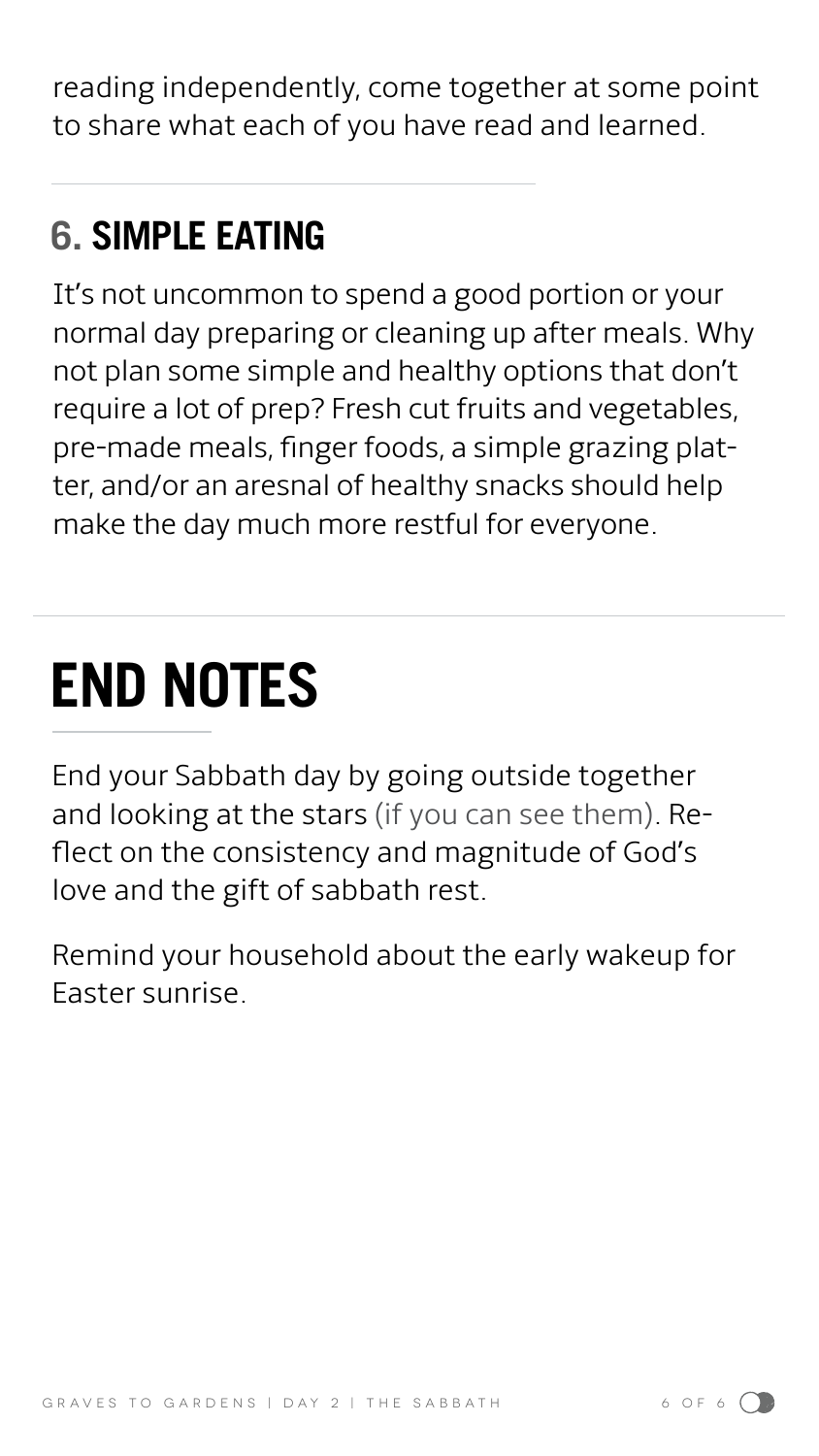reading independently, come together at some point to share what each of you have read and learned.

## 6. SIMPLE EATING

It's not uncommon to spend a good portion or your normal day preparing or cleaning up after meals. Why not plan some simple and healthy options that don't require a lot of prep? Fresh cut fruits and vegetables, pre-made meals, finger foods, a simple grazing platter, and/or an aresnal of healthy snacks should help make the day much more restful for everyone.

# END NOTES

End your Sabbath day by going outside together and looking at the stars (if you can see them). Reflect on the consistency and magnitude of God's love and the gift of sabbath rest.

Remind your household about the early wakeup for Easter sunrise.